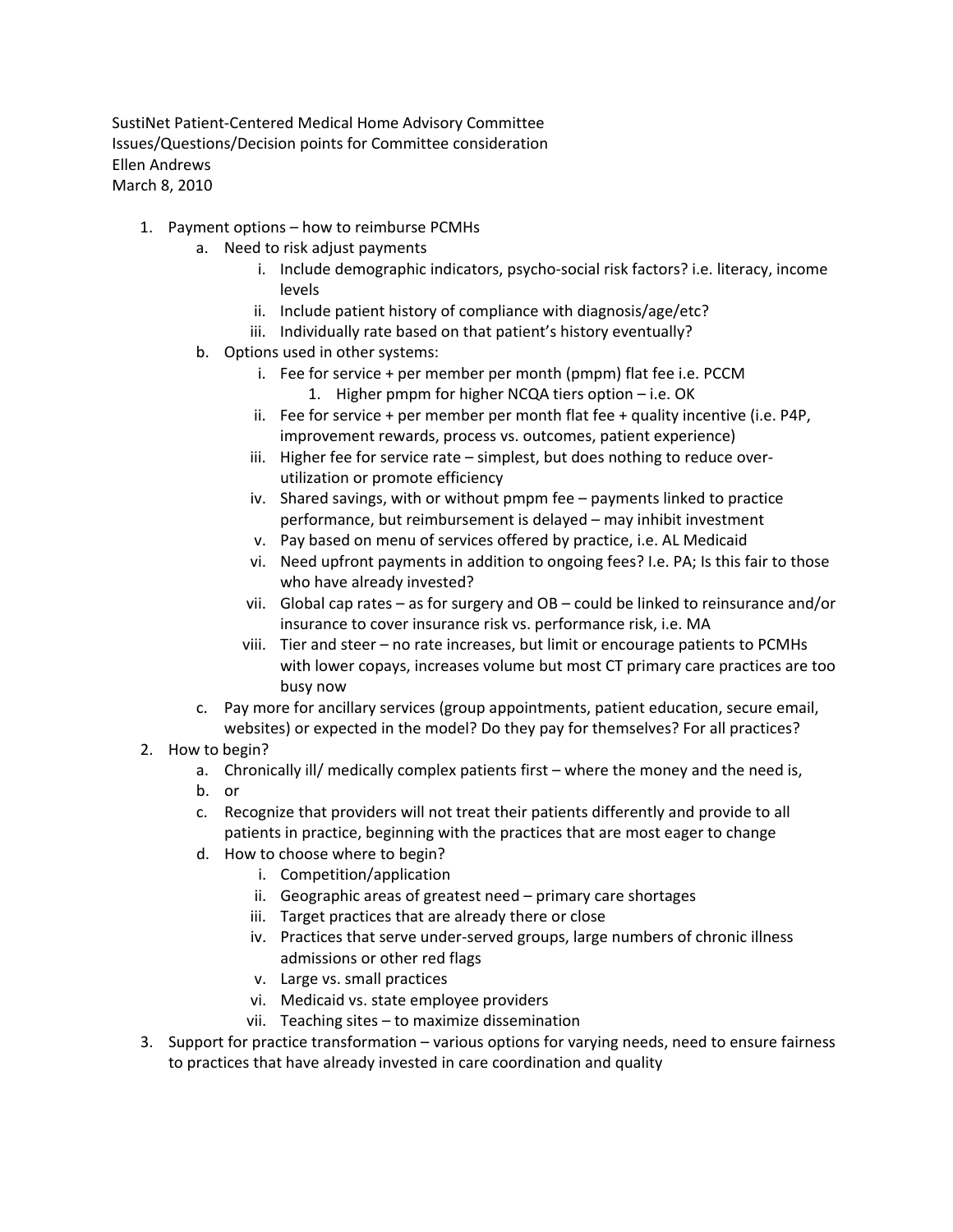SustiNet Patient-Centered Medical Home Advisory Committee
Issues/Questions/Decision points for Committee consideration
Ellen Andrews
March 8, 2010

1. Payment options – how to reimburse PCMHs
   a. Need to risk adjust payments
      i. Include demographic indicators, psycho-social risk factors? i.e. literacy, income levels
      ii. Include patient history of compliance with diagnosis/age/etc?
      iii. Individually rate based on that patient's history eventually?
   b. Options used in other systems:
      i. Fee for service + per member per month (pmpm) flat fee i.e. PCCM
         1. Higher pmpm for higher NCQA tiers option – i.e. OK
      ii. Fee for service + per member per month flat fee + quality incentive (i.e. P4P, improvement rewards, process vs. outcomes, patient experience)
      iii. Higher fee for service rate – simplest, but does nothing to reduce over-utilization or promote efficiency
      iv. Shared savings, with or without pmpm fee – payments linked to practice performance, but reimbursement is delayed – may inhibit investment
      v. Pay based on menu of services offered by practice, i.e. AL Medicaid
      vi. Need upfront payments in addition to ongoing fees? I.e. PA; Is this fair to those who have already invested?
      vii. Global cap rates – as for surgery and OB – could be linked to reinsurance and/or insurance to cover insurance risk vs. performance risk, i.e. MA
      viii. Tier and steer – no rate increases, but limit or encourage patients to PCMHs with lower copays, increases volume but most CT primary care practices are too busy now
   c. Pay more for ancillary services (group appointments, patient education, secure email, websites) or expected in the model? Do they pay for themselves? For all practices?
2. How to begin?
   a. Chronically ill/ medically complex patients first – where the money and the need is,
   b. or
   c. Recognize that providers will not treat their patients differently and provide to all patients in practice, beginning with the practices that are most eager to change
   d. How to choose where to begin?
      i. Competition/application
      ii. Geographic areas of greatest need – primary care shortages
      iii. Target practices that are already there or close
      iv. Practices that serve under-served groups, large numbers of chronic illness admissions or other red flags
      v. Large vs. small practices
      vi. Medicaid vs. state employee providers
      vii. Teaching sites – to maximize dissemination
3. Support for practice transformation – various options for varying needs, need to ensure fairness to practices that have already invested in care coordination and quality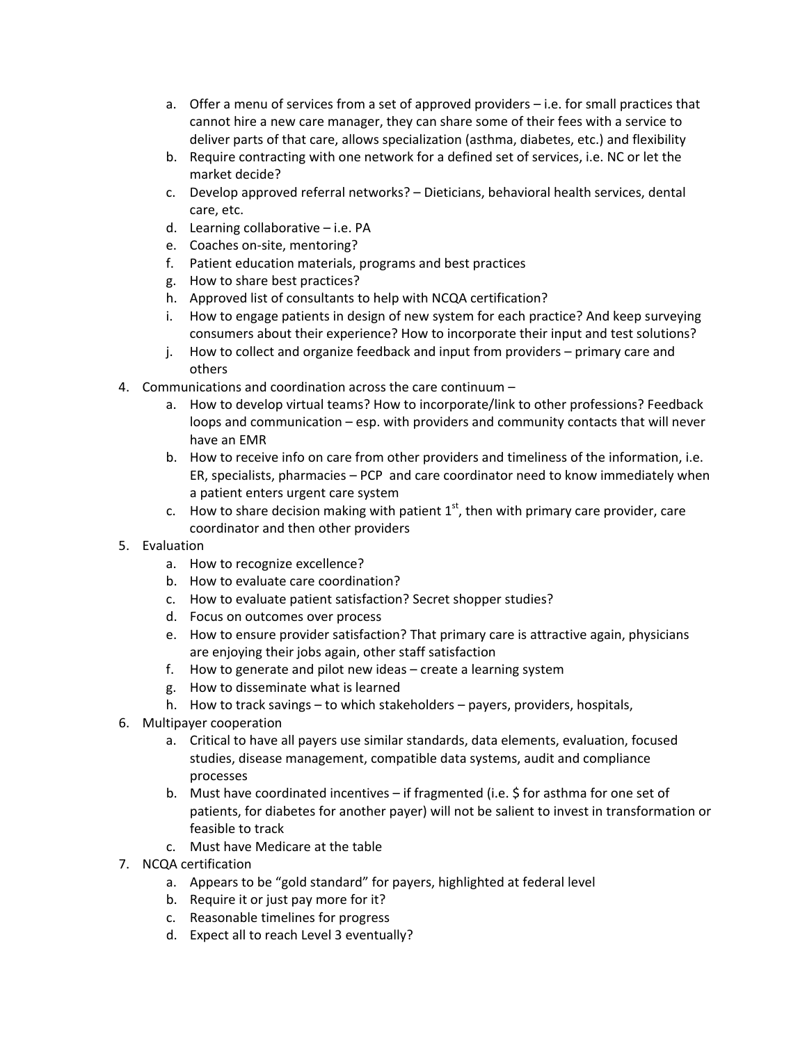a. Offer a menu of services from a set of approved providers – i.e. for small practices that cannot hire a new care manager, they can share some of their fees with a service to deliver parts of that care, allows specialization (asthma, diabetes, etc.) and flexibility
   b. Require contracting with one network for a defined set of services, i.e. NC or let the market decide?
   c. Develop approved referral networks? – Dieticians, behavioral health services, dental care, etc.
   d. Learning collaborative – i.e. PA
   e. Coaches on-site, mentoring?
   f. Patient education materials, programs and best practices
   g. How to share best practices?
   h. Approved list of consultants to help with NCQA certification?
   i. How to engage patients in design of new system for each practice? And keep surveying consumers about their experience? How to incorporate their input and test solutions?
   j. How to collect and organize feedback and input from providers – primary care and others

4. Communications and coordination across the care continuum –
   a. How to develop virtual teams? How to incorporate/link to other professions? Feedback loops and communication – esp. with providers and community contacts that will never have an EMR
   b. How to receive info on care from other providers and timeliness of the information, i.e. ER, specialists, pharmacies – PCP and care coordinator need to know immediately when a patient enters urgent care system
   c. How to share decision making with patient 1st, then with primary care provider, care coordinator and then other providers
5. Evaluation
   a. How to recognize excellence?
   b. How to evaluate care coordination?
   c. How to evaluate patient satisfaction? Secret shopper studies?
   d. Focus on outcomes over process
   e. How to ensure provider satisfaction? That primary care is attractive again, physicians are enjoying their jobs again, other staff satisfaction
   f. How to generate and pilot new ideas – create a learning system
   g. How to disseminate what is learned
   h. How to track savings – to which stakeholders – payers, providers, hospitals,
6. Multipayer cooperation
   a. Critical to have all payers use similar standards, data elements, evaluation, focused studies, disease management, compatible data systems, audit and compliance processes
   b. Must have coordinated incentives – if fragmented (i.e. $ for asthma for one set of patients, for diabetes for another payer) will not be salient to invest in transformation or feasible to track
   c. Must have Medicare at the table
7. NCQA certification
   a. Appears to be "gold standard" for payers, highlighted at federal level
   b. Require it or just pay more for it?
   c. Reasonable timelines for progress
   d. Expect all to reach Level 3 eventually?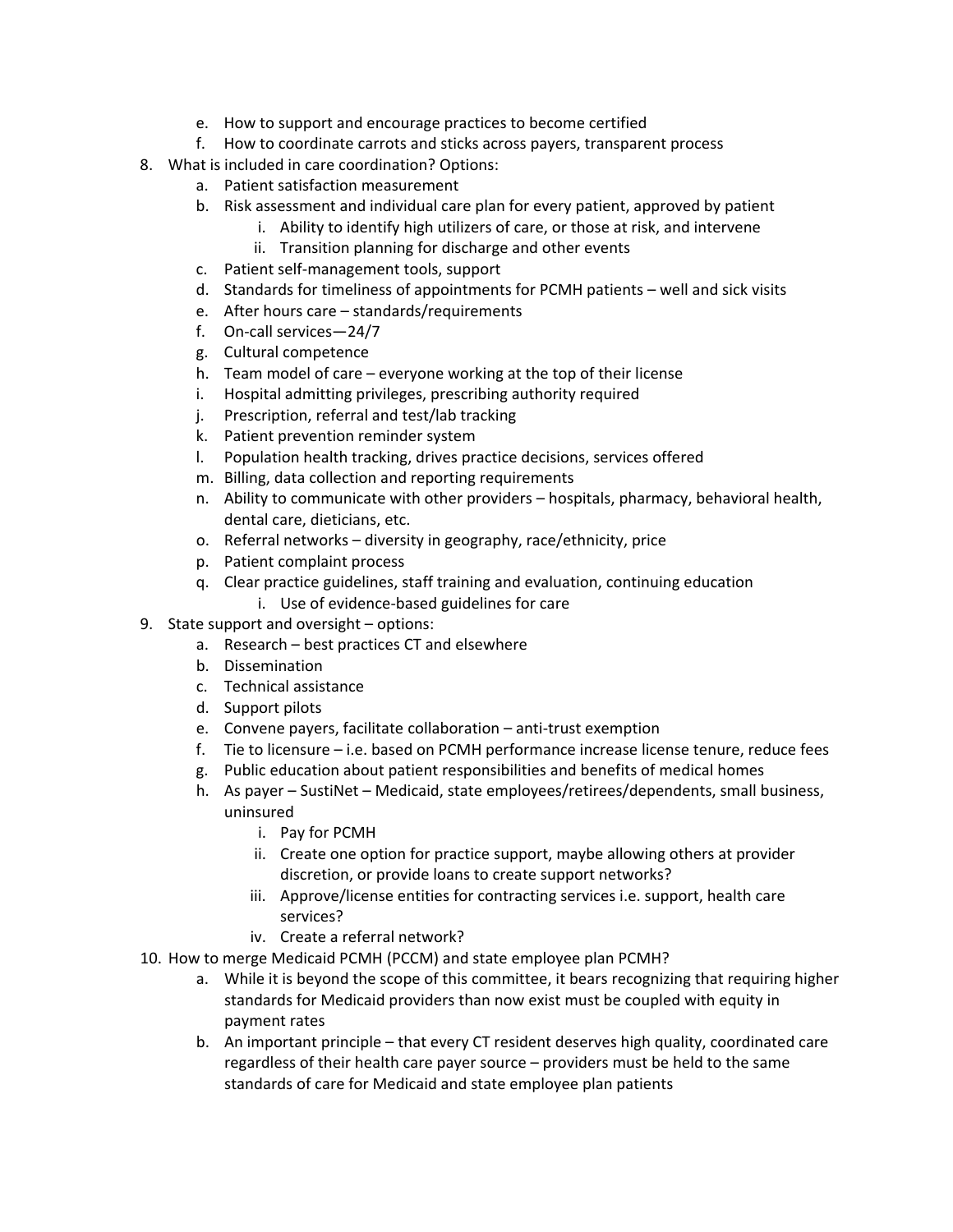e. How to support and encourage practices to become certified
   f. How to coordinate carrots and sticks across payers, transparent process

8. What is included in care coordination? Options:
   a. Patient satisfaction measurement
   b. Risk assessment and individual care plan for every patient, approved by patient
      i. Ability to identify high utilizers of care, or those at risk, and intervene
      ii. Transition planning for discharge and other events
   c. Patient self-management tools, support
   d. Standards for timeliness of appointments for PCMH patients – well and sick visits
   e. After hours care – standards/requirements
   f. On-call services—24/7
   g. Cultural competence
   h. Team model of care – everyone working at the top of their license
   i. Hospital admitting privileges, prescribing authority required
   j. Prescription, referral and test/lab tracking
   k. Patient prevention reminder system
   l. Population health tracking, drives practice decisions, services offered
   m. Billing, data collection and reporting requirements
   n. Ability to communicate with other providers – hospitals, pharmacy, behavioral health, dental care, dieticians, etc.
   o. Referral networks – diversity in geography, race/ethnicity, price
   p. Patient complaint process
   q. Clear practice guidelines, staff training and evaluation, continuing education
      i. Use of evidence-based guidelines for care

9. State support and oversight – options:
   a. Research – best practices CT and elsewhere
   b. Dissemination
   c. Technical assistance
   d. Support pilots
   e. Convene payers, facilitate collaboration – anti-trust exemption
   f. Tie to licensure – i.e. based on PCMH performance increase license tenure, reduce fees
   g. Public education about patient responsibilities and benefits of medical homes
   h. As payer – SustiNet – Medicaid, state employees/retirees/dependents, small business, uninsured
      i. Pay for PCMH
      ii. Create one option for practice support, maybe allowing others at provider discretion, or provide loans to create support networks?
      iii. Approve/license entities for contracting services i.e. support, health care services?
      iv. Create a referral network?

10. How to merge Medicaid PCMH (PCCM) and state employee plan PCMH?
    a. While it is beyond the scope of this committee, it bears recognizing that requiring higher standards for Medicaid providers than now exist must be coupled with equity in payment rates
    b. An important principle – that every CT resident deserves high quality, coordinated care regardless of their health care payer source – providers must be held to the same standards of care for Medicaid and state employee plan patients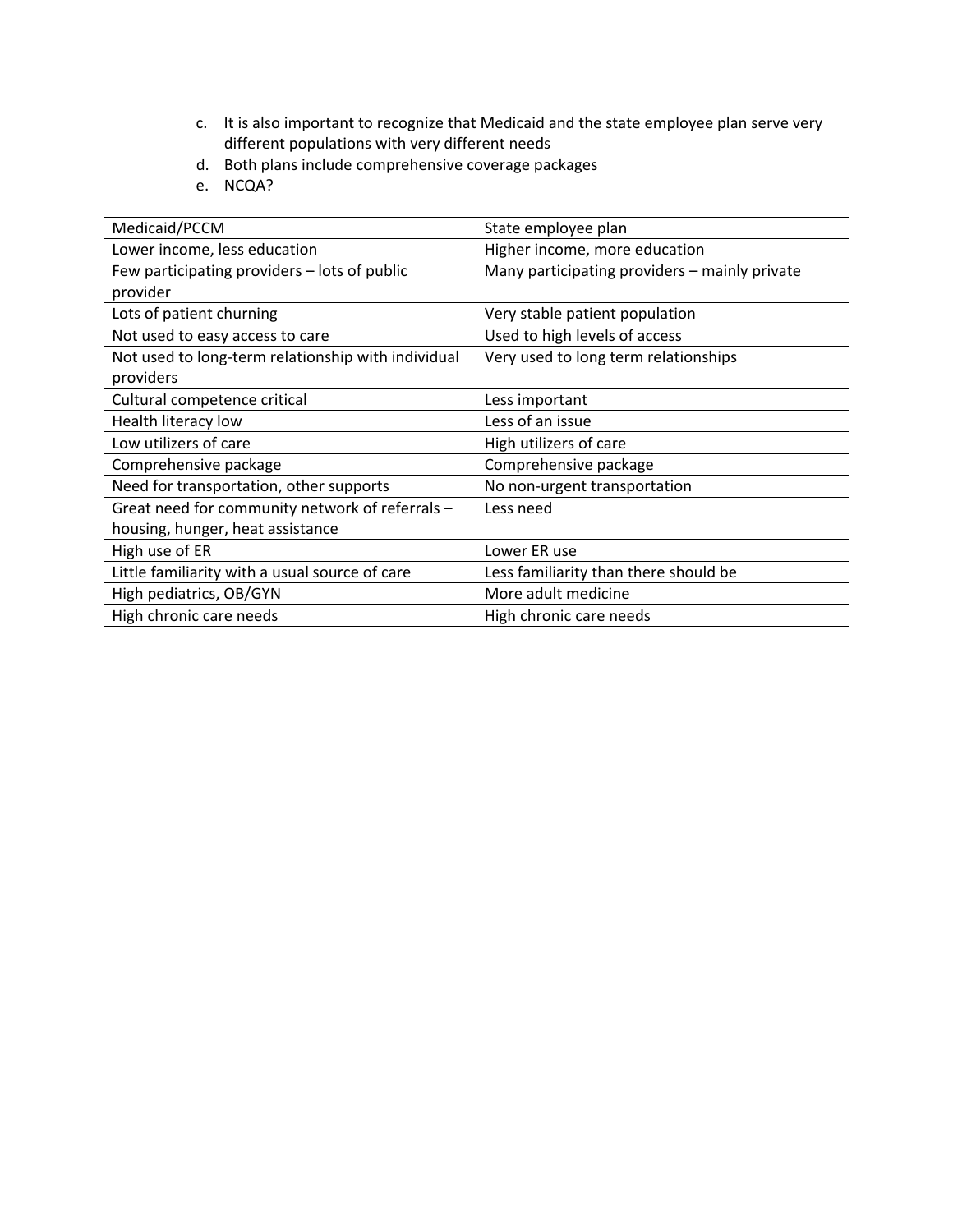c. It is also important to recognize that Medicaid and the state employee plan serve very different populations with very different needs
d. Both plans include comprehensive coverage packages
e. NCQA?

| Medicaid/PCCM | State employee plan |
|---|---|
| Lower income, less education | Higher income, more education |
| Few participating providers – lots of public provider | Many participating providers – mainly private |
| Lots of patient churning | Very stable patient population |
| Not used to easy access to care | Used to high levels of access |
| Not used to long-term relationship with individual providers | Very used to long term relationships |
| Cultural competence critical | Less important |
| Health literacy low | Less of an issue |
| Low utilizers of care | High utilizers of care |
| Comprehensive package | Comprehensive package |
| Need for transportation, other supports | No non-urgent transportation |
| Great need for community network of referrals – housing, hunger, heat assistance | Less need |
| High use of ER | Lower ER use |
| Little familiarity with a usual source of care | Less familiarity than there should be |
| High pediatrics, OB/GYN | More adult medicine |
| High chronic care needs | High chronic care needs |